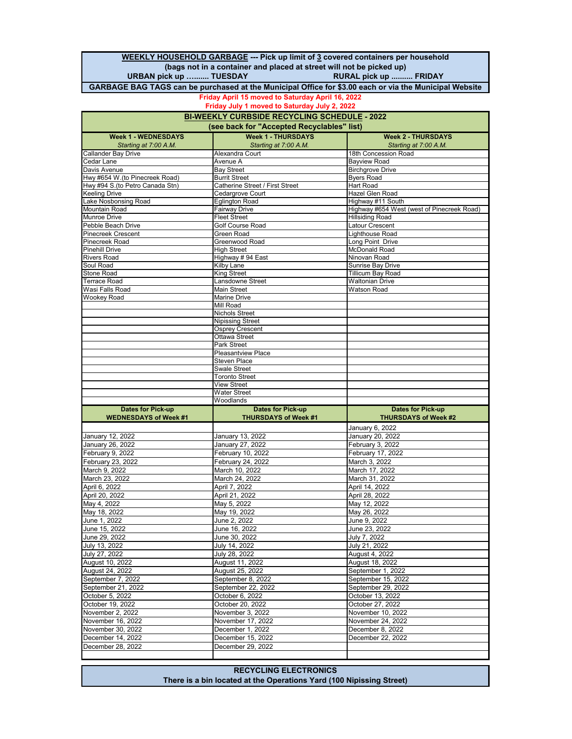**WEEKLY HOUSEHOLD GARBAGE --- Pick up limit of 3 covered containers per household**
**(bags not in a container and placed at street will not be picked up)**
**URBAN pick up ……... TUESDAY** **RURAL pick up .......... FRIDAY**

**GARBAGE BAG TAGS can be purchased at the Municipal Office for $3.00 each or via the Municipal Website**

**Friday April 15 moved to Saturday April 16, 2022**
**Friday July 1 moved to Saturday July 2, 2022**

## BI-WEEKLY CURBSIDE RECYCLING SCHEDULE - 2022

**(see back for "Accepted Recyclables" list)**

| Week 1 - WEDNESDAYS<br>*Starting at 7:00 A.M.* | Week 1 - THURSDAYS<br>*Starting at 7:00 A.M.* | Week 2 - THURSDAYS<br>*Starting at 7:00 A.M.* |
|---|---|---|
| Callander Bay Drive | Alexandra Court | 18th Concession Road |
| Cedar Lane | Avenue A | Bayview Road |
| Davis Avenue | Bay Street | Birchgrove Drive |
| Hwy #654 W.(to Pinecreek Road) | Burrit Street | Byers Road |
| Hwy #94 S.(to Petro Canada Stn) | Catherine Street / First Street | Hart Road |
| Keeling Drive | Cedargrove Court | Hazel Glen Road |
| Lake Nosbonsing Road | Eglington Road | Highway #11 South |
| Mountain Road | Fairway Drive | Highway #654 West (west of Pinecreek Road) |
| Munroe Drive | Fleet Street | Hillsiding Road |
| Pebble Beach Drive | Golf Course Road | Latour Crescent |
| Pinecreek Crescent | Green Road | Lighthouse Road |
| Pinecreek Road | Greenwood Road | Long Point Drive |
| Pinehill Drive | High Street | McDonald Road |
| Rivers Road | Highway # 94 East | Ninovan Road |
| Soul Road | Kilby Lane | Sunrise Bay Drive |
| Stone Road | King Street | Tillicum Bay Road |
| Terrace Road | Lansdowne Street | Waltonian Drive |
| Wasi Falls Road | Main Street | Watson Road |
| Wookey Road | Marine Drive | |
| | Mill Road | |
| | Nichols Street | |
| | Nipissing Street | |
| | Osprey Crescent | |
| | Ottawa Street | |
| | Park Street | |
| | Pleasantview Place | |
| | Steven Place | |
| | Swale Street | |
| | Toronto Street | |
| | View Street | |
| | Water Street | |
| | Woodlands | |
| **Dates for Pick-up<br>WEDNESDAYS of Week #1** | **Dates for Pick-up<br>THURSDAYS of Week #1** | **Dates for Pick-up<br>THURSDAYS of Week #2** |
| | | January 6, 2022 |
| January 12, 2022 | January 13, 2022 | January 20, 2022 |
| January 26, 2022 | January 27, 2022 | February 3, 2022 |
| February 9, 2022 | February 10, 2022 | February 17, 2022 |
| February 23, 2022 | February 24, 2022 | March 3, 2022 |
| March 9, 2022 | March 10, 2022 | March 17, 2022 |
| March 23, 2022 | March 24, 2022 | March 31, 2022 |
| April 6, 2022 | April 7, 2022 | April 14, 2022 |
| April 20, 2022 | April 21, 2022 | April 28, 2022 |
| May 4, 2022 | May 5, 2022 | May 12, 2022 |
| May 18, 2022 | May 19, 2022 | May 26, 2022 |
| June 1, 2022 | June 2, 2022 | June 9, 2022 |
| June 15, 2022 | June 16, 2022 | June 23, 2022 |
| June 29, 2022 | June 30, 2022 | July 7, 2022 |
| July 13, 2022 | July 14, 2022 | July 21, 2022 |
| July 27, 2022 | July 28, 2022 | August 4, 2022 |
| August 10, 2022 | August 11, 2022 | August 18, 2022 |
| August 24, 2022 | August 25, 2022 | September 1, 2022 |
| September 7, 2022 | September 8, 2022 | September 15, 2022 |
| September 21, 2022 | September 22, 2022 | September 29, 2022 |
| October 5, 2022 | October 6, 2022 | October 13, 2022 |
| October 19, 2022 | October 20, 2022 | October 27, 2022 |
| November 2, 2022 | November 3, 2022 | November 10, 2022 |
| November 16, 2022 | November 17, 2022 | November 24, 2022 |
| November 30, 2022 | December 1, 2022 | December 8, 2022 |
| December 14, 2022 | December 15, 2022 | December 22, 2022 |
| December 28, 2022 | December 29, 2022 | |

**RECYCLING ELECTRONICS**
**There is a bin located at the Operations Yard (100 Nipissing Street)**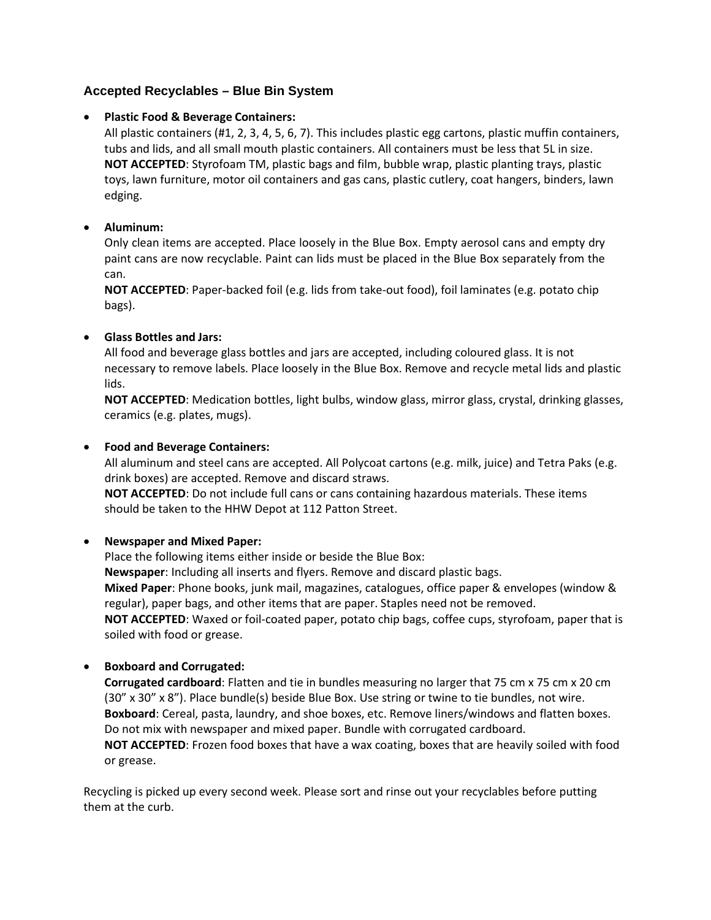### Accepted Recyclables – Blue Bin System

- **Plastic Food & Beverage Containers:**
  All plastic containers (#1, 2, 3, 4, 5, 6, 7). This includes plastic egg cartons, plastic muffin containers, tubs and lids, and all small mouth plastic containers. All containers must be less that 5L in size.
  **NOT ACCEPTED**: Styrofoam TM, plastic bags and film, bubble wrap, plastic planting trays, plastic toys, lawn furniture, motor oil containers and gas cans, plastic cutlery, coat hangers, binders, lawn edging.

- **Aluminum:**
  Only clean items are accepted. Place loosely in the Blue Box. Empty aerosol cans and empty dry paint cans are now recyclable. Paint can lids must be placed in the Blue Box separately from the can.
  **NOT ACCEPTED**: Paper-backed foil (e.g. lids from take-out food), foil laminates (e.g. potato chip bags).

- **Glass Bottles and Jars:**
  All food and beverage glass bottles and jars are accepted, including coloured glass. It is not necessary to remove labels. Place loosely in the Blue Box. Remove and recycle metal lids and plastic lids.
  **NOT ACCEPTED**: Medication bottles, light bulbs, window glass, mirror glass, crystal, drinking glasses, ceramics (e.g. plates, mugs).

- **Food and Beverage Containers:**
  All aluminum and steel cans are accepted. All Polycoat cartons (e.g. milk, juice) and Tetra Paks (e.g. drink boxes) are accepted. Remove and discard straws.
  **NOT ACCEPTED**: Do not include full cans or cans containing hazardous materials. These items should be taken to the HHW Depot at 112 Patton Street.

- **Newspaper and Mixed Paper:**
  Place the following items either inside or beside the Blue Box:
  **Newspaper**: Including all inserts and flyers. Remove and discard plastic bags.
  **Mixed Paper**: Phone books, junk mail, magazines, catalogues, office paper & envelopes (window & regular), paper bags, and other items that are paper. Staples need not be removed.
  **NOT ACCEPTED**: Waxed or foil-coated paper, potato chip bags, coffee cups, styrofoam, paper that is soiled with food or grease.

- **Boxboard and Corrugated:**
  **Corrugated cardboard**: Flatten and tie in bundles measuring no larger that 75 cm x 75 cm x 20 cm (30" x 30" x 8"). Place bundle(s) beside Blue Box. Use string or twine to tie bundles, not wire.
  **Boxboard**: Cereal, pasta, laundry, and shoe boxes, etc. Remove liners/windows and flatten boxes. Do not mix with newspaper and mixed paper. Bundle with corrugated cardboard.
  **NOT ACCEPTED**: Frozen food boxes that have a wax coating, boxes that are heavily soiled with food or grease.

Recycling is picked up every second week. Please sort and rinse out your recyclables before putting them at the curb.